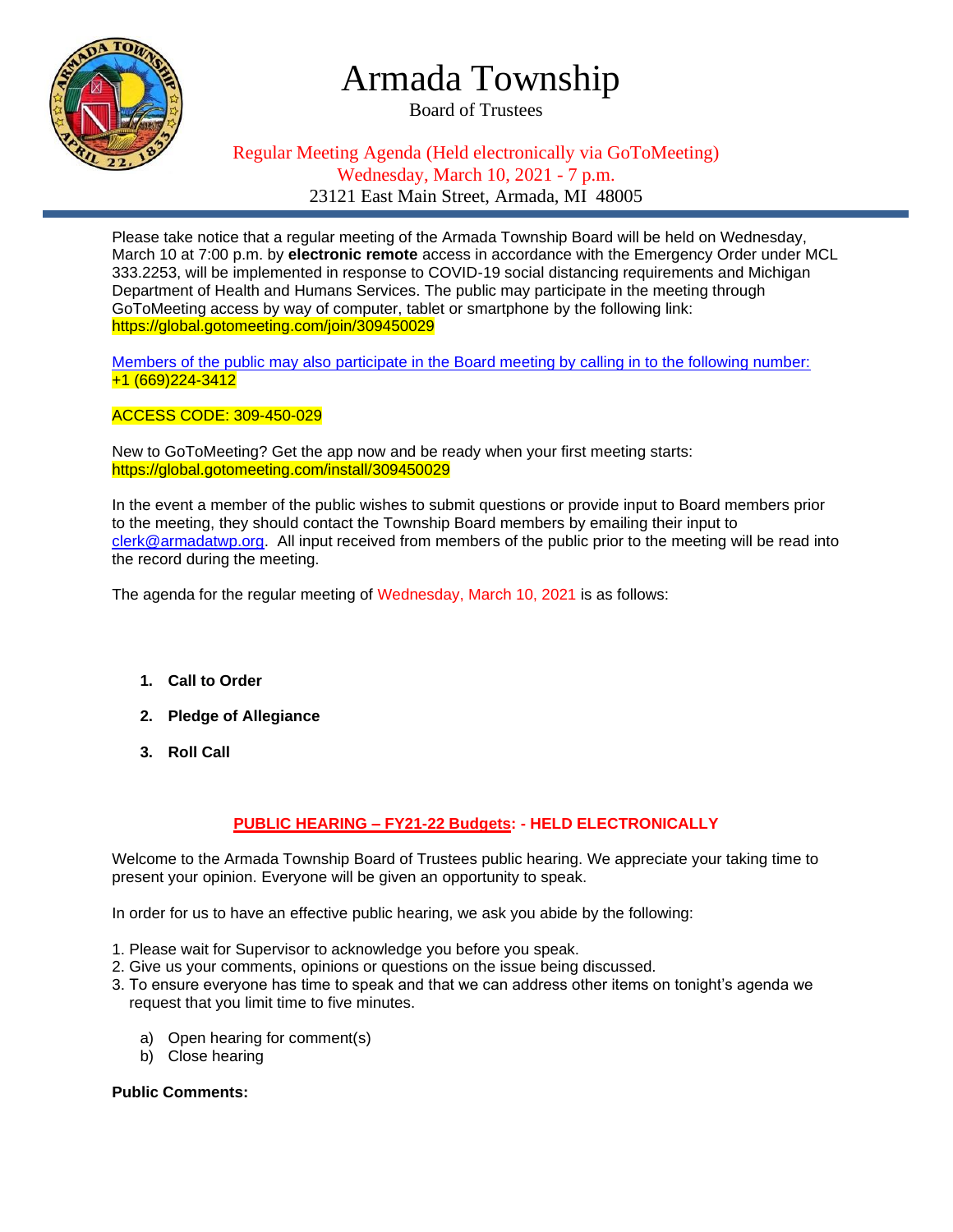# Armada Township

Board of Trustees

Regular Meeting Agenda (Held electronically via GoToMeeting)
Wednesday, March 10, 2021 - 7 p.m.
23121 East Main Street, Armada, MI 48005

Please take notice that a regular meeting of the Armada Township Board will be held on Wednesday, March 10 at 7:00 p.m. by **electronic remote** access in accordance with the Emergency Order under MCL 333.2253, will be implemented in response to COVID-19 social distancing requirements and Michigan Department of Health and Humans Services. The public may participate in the meeting through GoToMeeting access by way of computer, tablet or smartphone by the following link: https://global.gotomeeting.com/join/309450029

Members of the public may also participate in the Board meeting by calling in to the following number: +1 (669)224-3412

ACCESS CODE: 309-450-029

New to GoToMeeting? Get the app now and be ready when your first meeting starts: https://global.gotomeeting.com/install/309450029

In the event a member of the public wishes to submit questions or provide input to Board members prior to the meeting, they should contact the Township Board members by emailing their input to clerk@armadatwp.org. All input received from members of the public prior to the meeting will be read into the record during the meeting.

The agenda for the regular meeting of Wednesday, March 10, 2021 is as follows:

1. **Call to Order**
2. **Pledge of Allegiance**
3. **Roll Call**

## PUBLIC HEARING – FY21-22 Budgets: - HELD ELECTRONICALLY

Welcome to the Armada Township Board of Trustees public hearing. We appreciate your taking time to present your opinion. Everyone will be given an opportunity to speak.

In order for us to have an effective public hearing, we ask you abide by the following:

1. Please wait for Supervisor to acknowledge you before you speak.
2. Give us your comments, opinions or questions on the issue being discussed.
3. To ensure everyone has time to speak and that we can address other items on tonight's agenda we request that you limit time to five minutes.

   a) Open hearing for comment(s)
   b) Close hearing

**Public Comments:**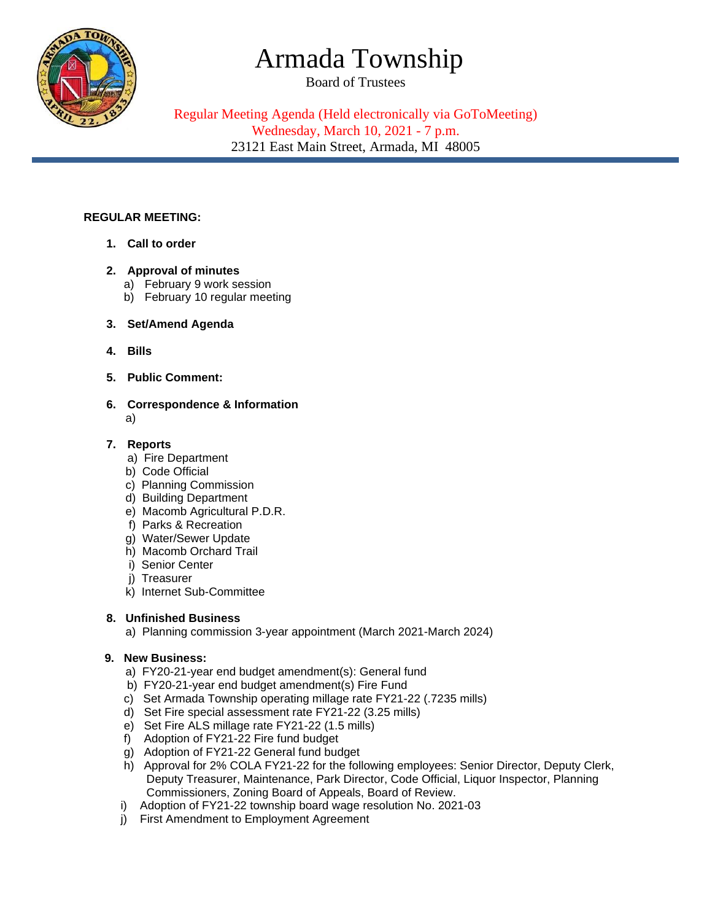# Armada Township

Board of Trustees

Regular Meeting Agenda (Held electronically via GoToMeeting)
Wednesday, March 10, 2021 - 7 p.m.
23121 East Main Street, Armada, MI 48005

**REGULAR MEETING:**

1. **Call to order**

2. **Approval of minutes**
   a) February 9 work session
   b) February 10 regular meeting

3. **Set/Amend Agenda**

4. **Bills**

5. **Public Comment:**

6. **Correspondence & Information**
   a)

7. **Reports**
   a) Fire Department
   b) Code Official
   c) Planning Commission
   d) Building Department
   e) Macomb Agricultural P.D.R.
   f) Parks & Recreation
   g) Water/Sewer Update
   h) Macomb Orchard Trail
   i) Senior Center
   j) Treasurer
   k) Internet Sub-Committee

8. **Unfinished Business**
   a) Planning commission 3-year appointment (March 2021-March 2024)

9. **New Business:**
   a) FY20-21-year end budget amendment(s): General fund
   b) FY20-21-year end budget amendment(s) Fire Fund
   c) Set Armada Township operating millage rate FY21-22 (.7235 mills)
   d) Set Fire special assessment rate FY21-22 (3.25 mills)
   e) Set Fire ALS millage rate FY21-22 (1.5 mills)
   f) Adoption of FY21-22 Fire fund budget
   g) Adoption of FY21-22 General fund budget
   h) Approval for 2% COLA FY21-22 for the following employees: Senior Director, Deputy Clerk, Deputy Treasurer, Maintenance, Park Director, Code Official, Liquor Inspector, Planning Commissioners, Zoning Board of Appeals, Board of Review.
   i) Adoption of FY21-22 township board wage resolution No. 2021-03
   j) First Amendment to Employment Agreement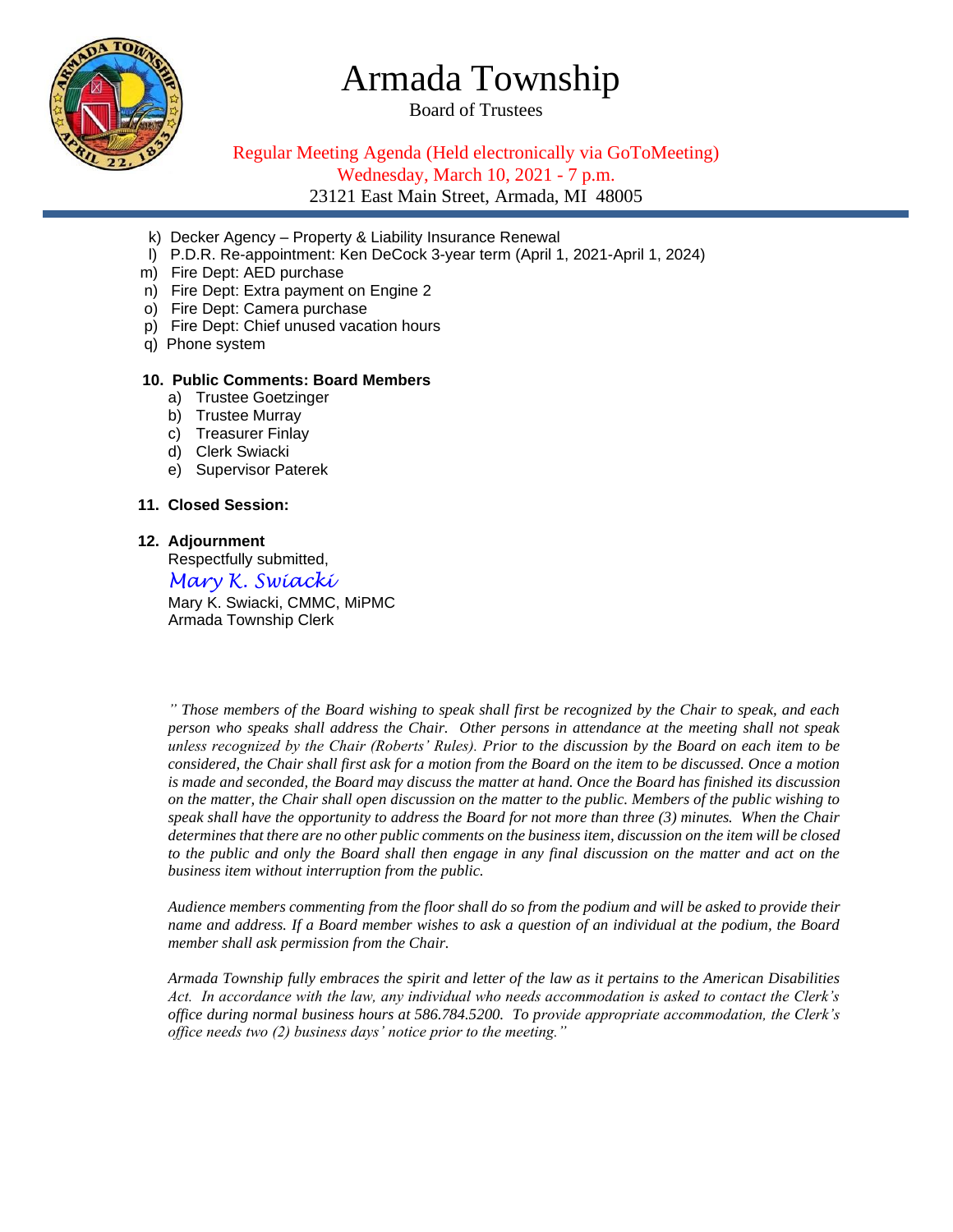# Armada Township

Board of Trustees

Regular Meeting Agenda (Held electronically via GoToMeeting)
Wednesday, March 10, 2021 - 7 p.m.
23121 East Main Street, Armada, MI 48005

k) Decker Agency – Property & Liability Insurance Renewal
l) P.D.R. Re-appointment: Ken DeCock 3-year term (April 1, 2021-April 1, 2024)
m) Fire Dept: AED purchase
n) Fire Dept: Extra payment on Engine 2
o) Fire Dept: Camera purchase
p) Fire Dept: Chief unused vacation hours
q) Phone system

**10. Public Comments: Board Members**

a) Trustee Goetzinger
b) Trustee Murray
c) Treasurer Finlay
d) Clerk Swiacki
e) Supervisor Paterek

**11. Closed Session:**

**12. Adjournment**

Respectfully submitted,

*Mary K. Swiacki*

Mary K. Swiacki, CMMC, MiPMC
Armada Township Clerk

*" Those members of the Board wishing to speak shall first be recognized by the Chair to speak, and each person who speaks shall address the Chair. Other persons in attendance at the meeting shall not speak unless recognized by the Chair (Roberts' Rules). Prior to the discussion by the Board on each item to be considered, the Chair shall first ask for a motion from the Board on the item to be discussed. Once a motion is made and seconded, the Board may discuss the matter at hand. Once the Board has finished its discussion on the matter, the Chair shall open discussion on the matter to the public. Members of the public wishing to speak shall have the opportunity to address the Board for not more than three (3) minutes. When the Chair determines that there are no other public comments on the business item, discussion on the item will be closed to the public and only the Board shall then engage in any final discussion on the matter and act on the business item without interruption from the public.*

*Audience members commenting from the floor shall do so from the podium and will be asked to provide their name and address. If a Board member wishes to ask a question of an individual at the podium, the Board member shall ask permission from the Chair.*

*Armada Township fully embraces the spirit and letter of the law as it pertains to the American Disabilities Act. In accordance with the law, any individual who needs accommodation is asked to contact the Clerk's office during normal business hours at 586.784.5200. To provide appropriate accommodation, the Clerk's office needs two (2) business days' notice prior to the meeting."*